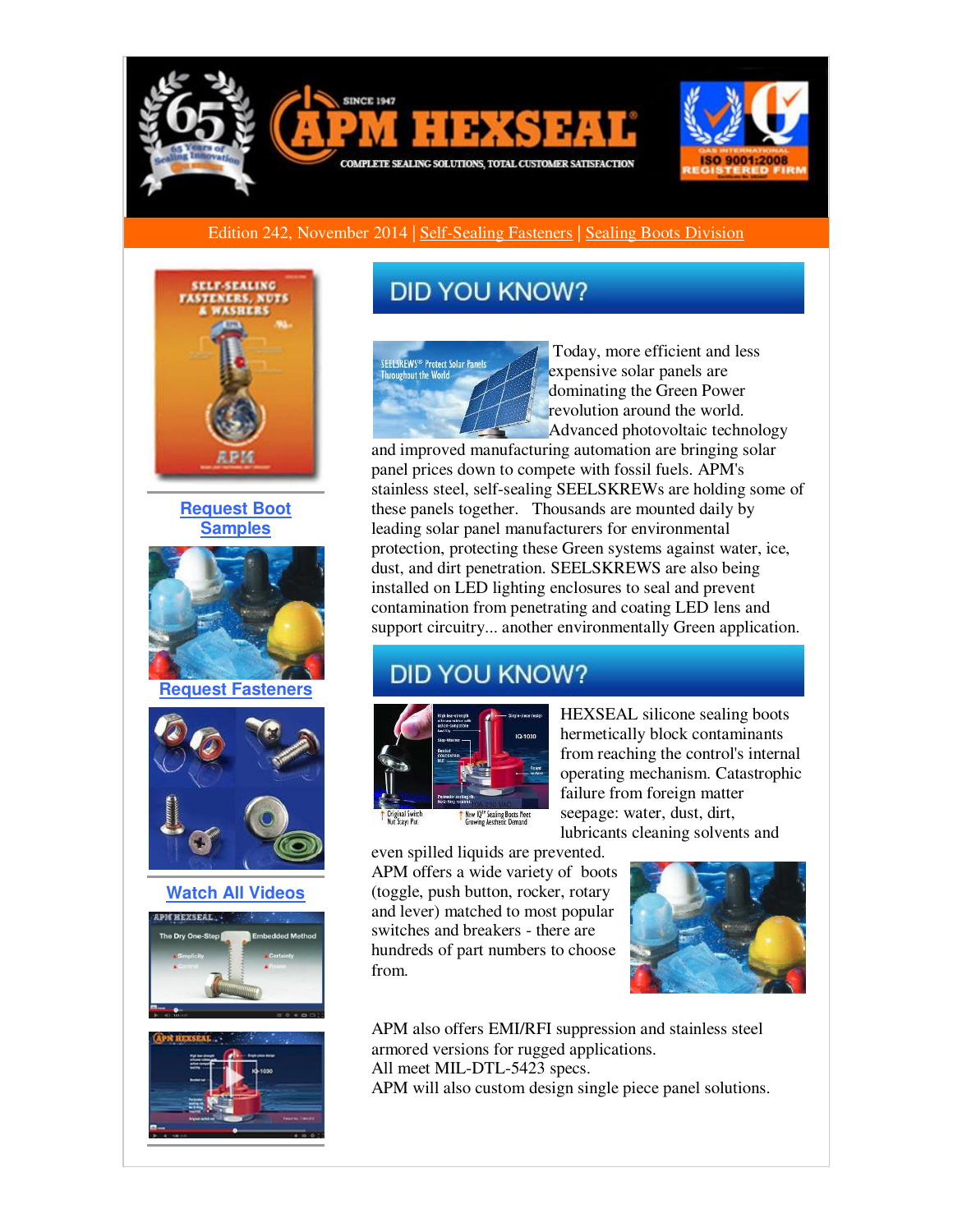Edition 242, November 2014 | Self-Sealing Fasteners | Sealing Boots Division

Request Boot Samples

Request Fasteners

Watch All Videos

## DID YOU KNOW?

Today, more efficient and less expensive solar panels are dominating the Green Power revolution around the world. Advanced photovoltaic technology and improved manufacturing automation are bringing solar panel prices down to compete with fossil fuels. APM's stainless steel, self-sealing SEELSKREWs are holding some of these panels together. Thousands are mounted daily by leading solar panel manufacturers for environmental protection, protecting these Green systems against water, ice, dust, and dirt penetration. SEELSKREWS are also being installed on LED lighting enclosures to seal and prevent contamination from penetrating and coating LED lens and support circuitry... another environmentally Green application.

## DID YOU KNOW?

HEXSEAL silicone sealing boots hermetically block contaminants from reaching the control's internal operating mechanism. Catastrophic failure from foreign matter seepage: water, dust, dirt, lubricants cleaning solvents and even spilled liquids are prevented. APM offers a wide variety of boots (toggle, push button, rocker, rotary and lever) matched to most popular switches and breakers - there are hundreds of part numbers to choose from.

APM also offers EMI/RFI suppression and stainless steel armored versions for rugged applications.
All meet MIL-DTL-5423 specs.
APM will also custom design single piece panel solutions.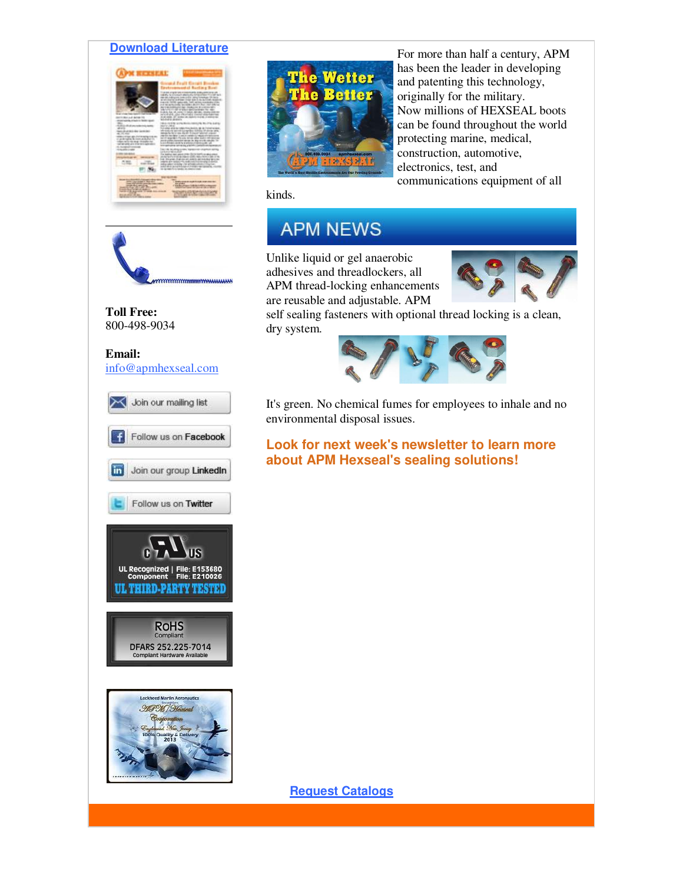[Download Literature](#)

For more than half a century, APM has been the leader in developing and patenting this technology, originally for the military. Now millions of HEXSEAL boots can be found throughout the world protecting marine, medical, construction, automotive, electronics, test, and communications equipment of all kinds.

**Toll Free:**
800-498-9034

**Email:**
info@apmhexseal.com

Join our mailing list

Follow us on Facebook

Join our group LinkedIn

Follow us on Twitter

## APM NEWS

Unlike liquid or gel anaerobic adhesives and threadlockers, all APM thread-locking enhancements are reusable and adjustable. APM self sealing fasteners with optional thread locking is a clean, dry system.

It's green. No chemical fumes for employees to inhale and no environmental disposal issues.

**Look for next week's newsletter to learn more about APM Hexseal's sealing solutions!**

[Request Catalogs](#)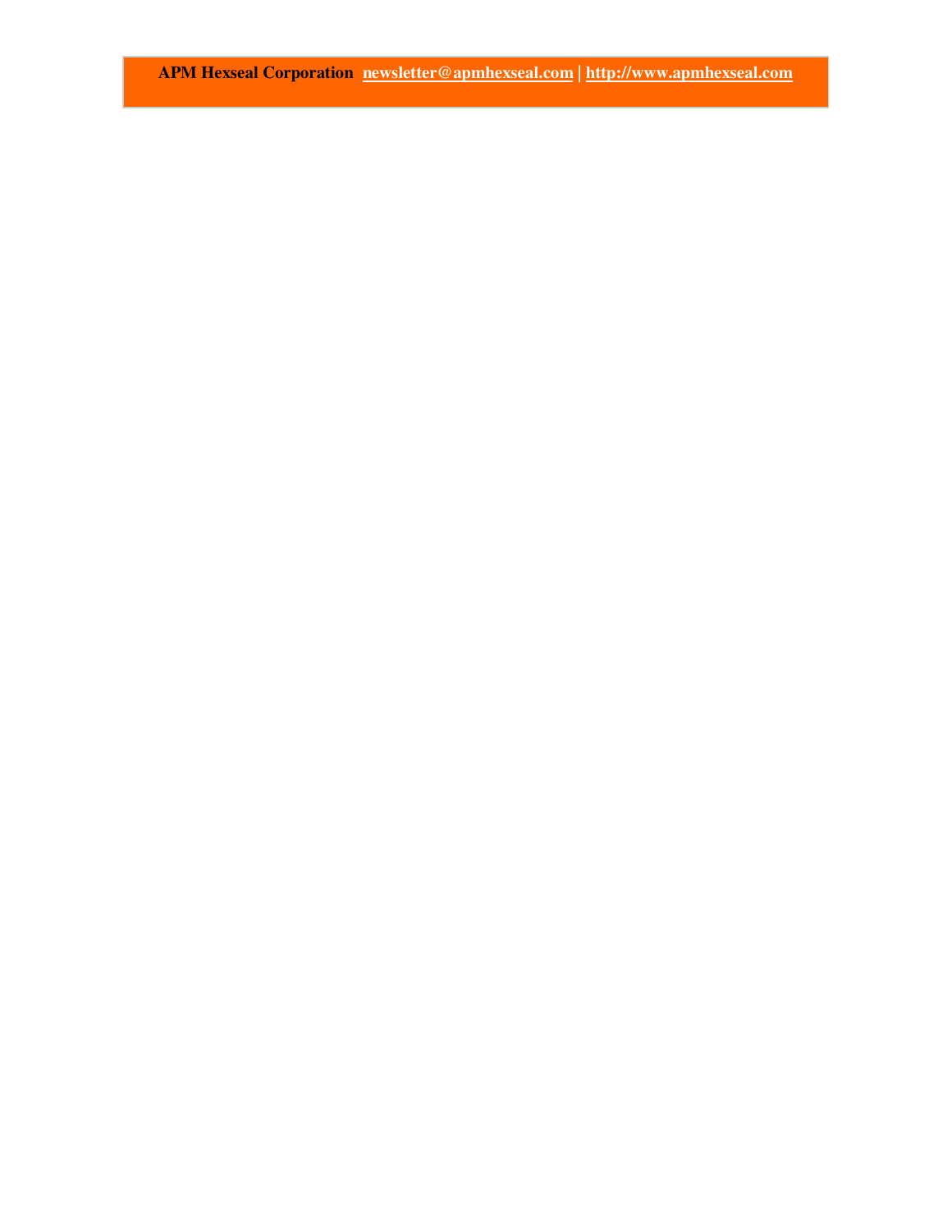**APM Hexseal Corporation** newsletter@apmhexseal.com | http://www.apmhexseal.com